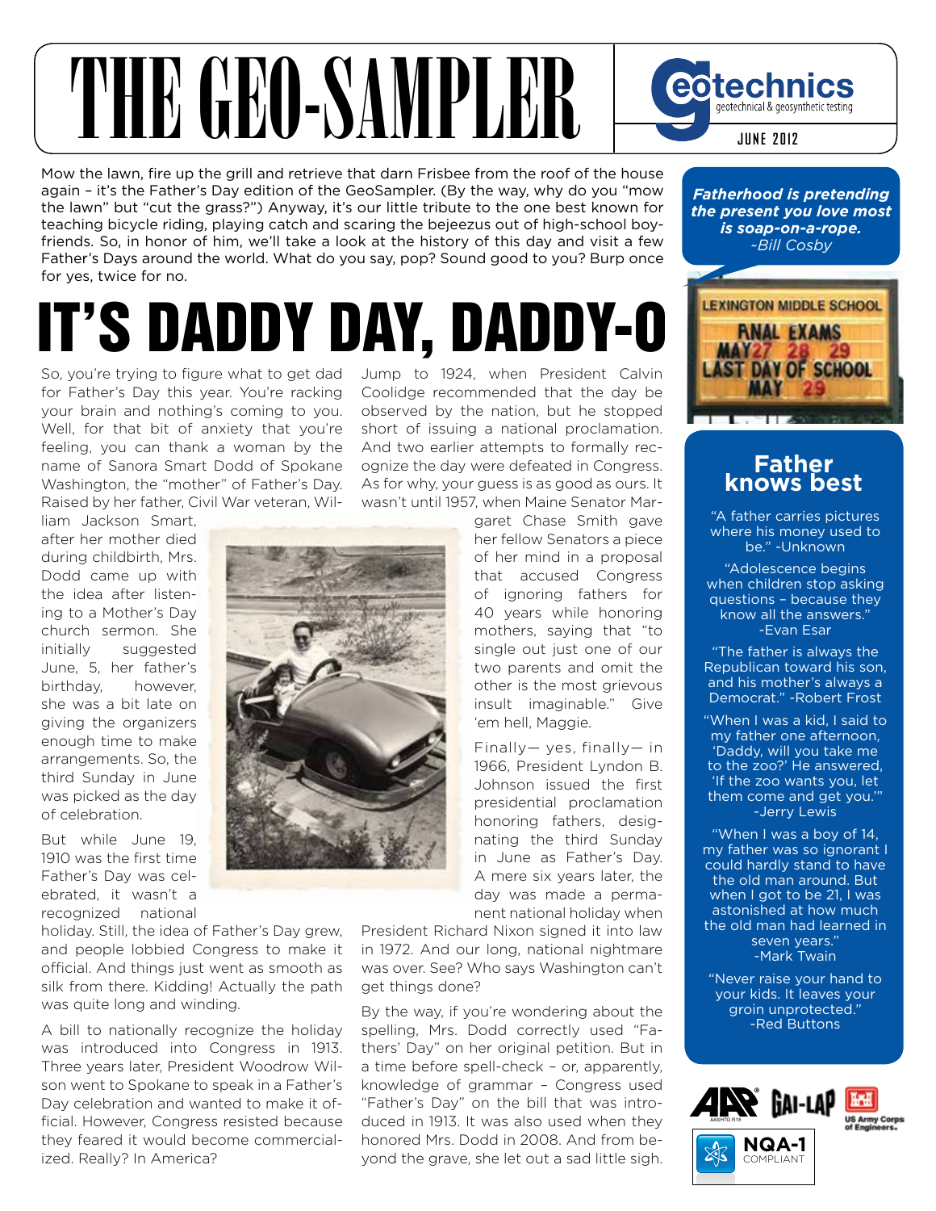# THE GEO-SAMPLER

geotechnics
geotechnical & geosynthetic testing

JUNE 2012

Mow the lawn, fire up the grill and retrieve that darn Frisbee from the roof of the house again – it's the Father's Day edition of the GeoSampler. (By the way, why do you "mow the lawn" but "cut the grass?") Anyway, it's our little tribute to the one best known for teaching bicycle riding, playing catch and scaring the bejeezus out of high-school boyfriends. So, in honor of him, we'll take a look at the history of this day and visit a few Father's Days around the world. What do you say, pop? Sound good to you? Burp once for yes, twice for no.

# IT'S DADDY DAY, DADDY-O

So, you're trying to figure what to get dad for Father's Day this year. You're racking your brain and nothing's coming to you. Well, for that bit of anxiety that you're feeling, you can thank a woman by the name of Sanora Smart Dodd of Spokane Washington, the "mother" of Father's Day. Raised by her father, Civil War veteran, William Jackson Smart, after her mother died during childbirth, Mrs. Dodd came up with the idea after listening to a Mother's Day church sermon. She initially suggested June, 5, her father's birthday, however, she was a bit late on giving the organizers enough time to make arrangements. So, the third Sunday in June was picked as the day of celebration.

But while June 19, 1910 was the first time Father's Day was celebrated, it wasn't a recognized national holiday. Still, the idea of Father's Day grew, and people lobbied Congress to make it official. And things just went as smooth as silk from there. Kidding! Actually the path was quite long and winding.

A bill to nationally recognize the holiday was introduced into Congress in 1913. Three years later, President Woodrow Wilson went to Spokane to speak in a Father's Day celebration and wanted to make it official. However, Congress resisted because they feared it would become commercialized. Really? In America?

Jump to 1924, when President Calvin Coolidge recommended that the day be observed by the nation, but he stopped short of issuing a national proclamation. And two earlier attempts to formally recognize the day were defeated in Congress. As for why, your guess is as good as ours. It wasn't until 1957, when Maine Senator Margaret Chase Smith gave her fellow Senators a piece of her mind in a proposal that accused Congress of ignoring fathers for 40 years while honoring mothers, saying that "to single out just one of our two parents and omit the other is the most grievous insult imaginable." Give 'em hell, Maggie.

Finally— yes, finally— in 1966, President Lyndon B. Johnson issued the first presidential proclamation honoring fathers, designating the third Sunday in June as Father's Day. A mere six years later, the day was made a permanent national holiday when President Richard Nixon signed it into law in 1972. And our long, national nightmare was over. See? Who says Washington can't get things done?

By the way, if you're wondering about the spelling, Mrs. Dodd correctly used "Fathers' Day" on her original petition. But in a time before spell-check – or, apparently, knowledge of grammar – Congress used "Father's Day" on the bill that was introduced in 1913. It was also used when they honored Mrs. Dodd in 2008. And from beyond the grave, she let out a sad little sigh.

*Fatherhood is pretending the present you love most is soap-on-a-rope.*
*~Bill Cosby*

## Father knows best

"A father carries pictures where his money used to be." -Unknown

"Adolescence begins when children stop asking questions – because they know all the answers." -Evan Esar

"The father is always the Republican toward his son, and his mother's always a Democrat." -Robert Frost

"When I was a kid, I said to my father one afternoon, 'Daddy, will you take me to the zoo?' He answered, 'If the zoo wants you, let them come and get you.'" -Jerry Lewis

"When I was a boy of 14, my father was so ignorant I could hardly stand to have the old man around. But when I got to be 21, I was astonished at how much the old man had learned in seven years." -Mark Twain

"Never raise your hand to your kids. It leaves your groin unprotected." -Red Buttons

AASHTO R18 · GAI-LAP · US Army Corps of Engineers · NQA-1 COMPLIANT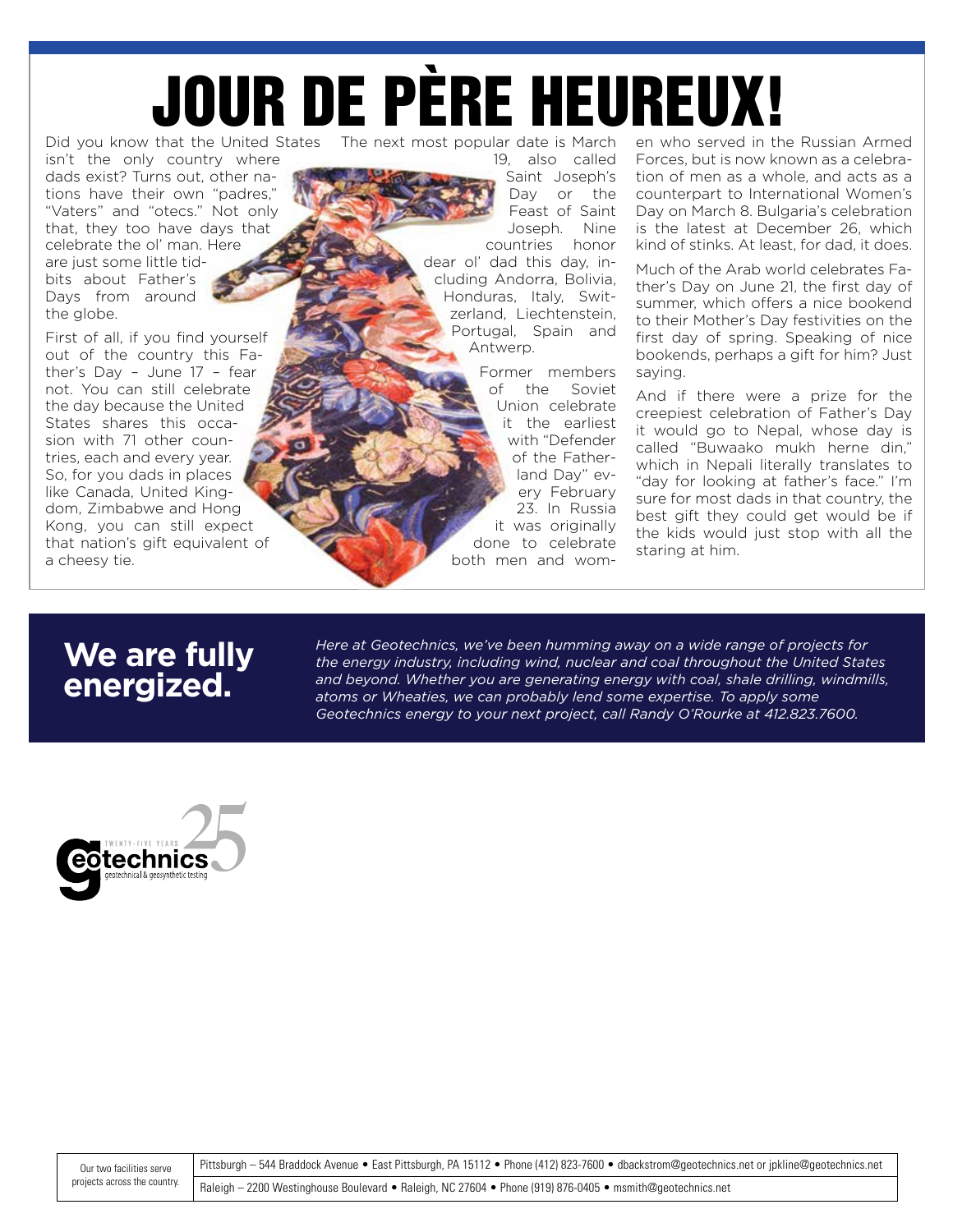# JOUR DE PÈRE HEUREUX!

Did you know that the United States isn't the only country where dads exist? Turns out, other nations have their own "padres," "Vaters" and "otecs." Not only that, they too have days that celebrate the ol' man. Here are just some little tidbits about Father's Days from around the globe.

First of all, if you find yourself out of the country this Father's Day – June 17 – fear not. You can still celebrate the day because the United States shares this occasion with 71 other countries, each and every year. So, for you dads in places like Canada, United Kingdom, Zimbabwe and Hong Kong, you can still expect that nation's gift equivalent of a cheesy tie.

The next most popular date is March 19, also called Saint Joseph's Day or the Feast of Saint Joseph. Nine countries honor dear ol' dad this day, including Andorra, Bolivia, Honduras, Italy, Switzerland, Liechtenstein, Portugal, Spain and Antwerp.

Former members of the Soviet Union celebrate it the earliest with "Defender of the Fatherland Day" every February 23. In Russia it was originally done to celebrate both men and women who served in the Russian Armed Forces, but is now known as a celebration of men as a whole, and acts as a counterpart to International Women's Day on March 8. Bulgaria's celebration is the latest at December 26, which kind of stinks. At least, for dad, it does.

Much of the Arab world celebrates Father's Day on June 21, the first day of summer, which offers a nice bookend to their Mother's Day festivities on the first day of spring. Speaking of nice bookends, perhaps a gift for him? Just saying.

And if there were a prize for the creepiest celebration of Father's Day it would go to Nepal, whose day is called "Buwaako mukh herne din," which in Nepali literally translates to "day for looking at father's face." I'm sure for most dads in that country, the best gift they could get would be if the kids would just stop with all the staring at him.

## We are fully energized.

*Here at Geotechnics, we've been humming away on a wide range of projects for the energy industry, including wind, nuclear and coal throughout the United States and beyond. Whether you are generating energy with coal, shale drilling, windmills, atoms or Wheaties, we can probably lend some expertise. To apply some Geotechnics energy to your next project, call Randy O'Rourke at 412.823.7600.*

geotechnics — TWENTY-FIVE YEARS 25 — geotechnical & geosynthetic testing

| Our two facilities serve projects across the country. | Pittsburgh – 544 Braddock Avenue • East Pittsburgh, PA 15112 • Phone (412) 823-7600 • dbackstrom@geotechnics.net or jpkline@geotechnics.net |
| --- | --- |
| | Raleigh – 2200 Westinghouse Boulevard • Raleigh, NC 27604 • Phone (919) 876-0405 • msmith@geotechnics.net |